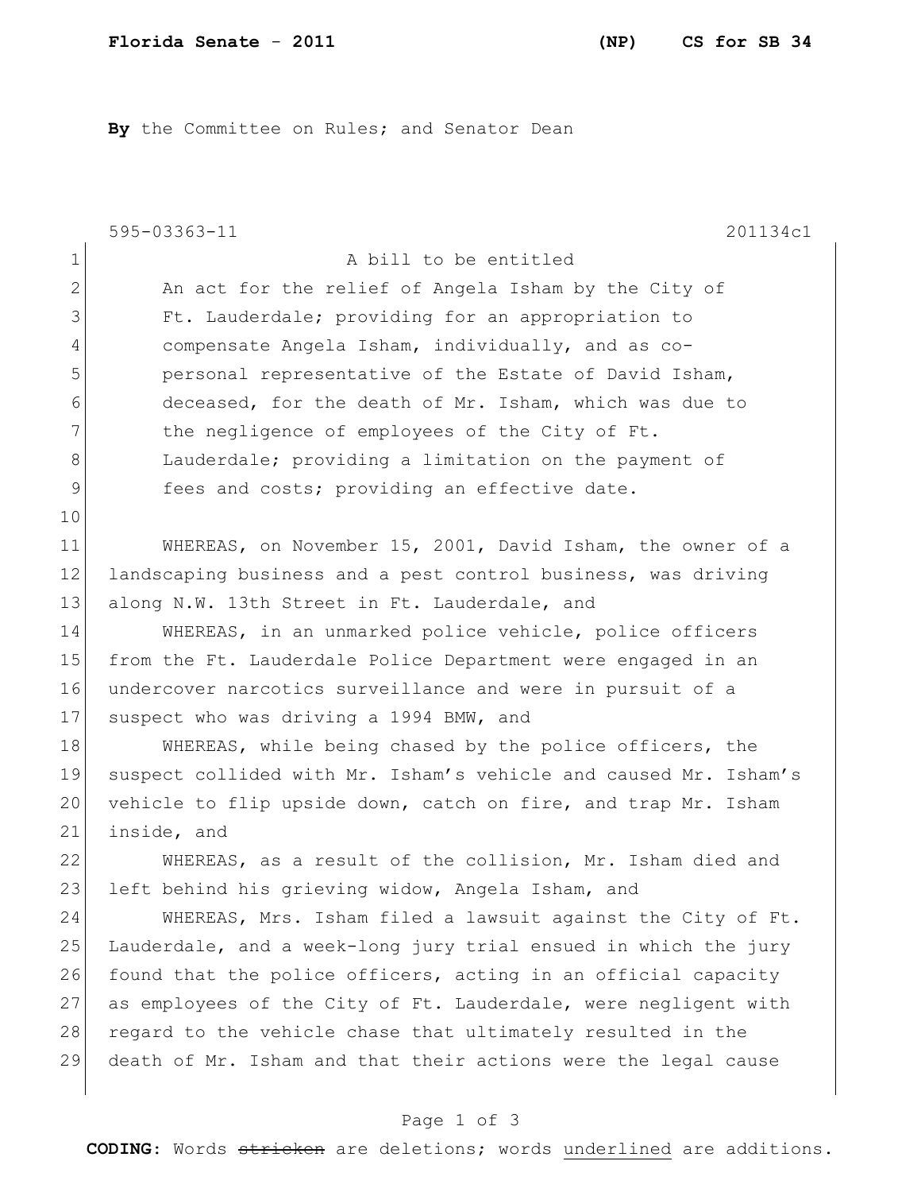**Florida Senate - 2011** **(NP) CS for SB 34**

**By** the Committee on Rules; and Senator Dean

595-03363-11 201134c1

A bill to be entitled

An act for the relief of Angela Isham by the City of Ft. Lauderdale; providing for an appropriation to compensate Angela Isham, individually, and as co-personal representative of the Estate of David Isham, deceased, for the death of Mr. Isham, which was due to the negligence of employees of the City of Ft. Lauderdale; providing a limitation on the payment of fees and costs; providing an effective date.

WHEREAS, on November 15, 2001, David Isham, the owner of a landscaping business and a pest control business, was driving along N.W. 13th Street in Ft. Lauderdale, and

WHEREAS, in an unmarked police vehicle, police officers from the Ft. Lauderdale Police Department were engaged in an undercover narcotics surveillance and were in pursuit of a suspect who was driving a 1994 BMW, and

WHEREAS, while being chased by the police officers, the suspect collided with Mr. Isham's vehicle and caused Mr. Isham's vehicle to flip upside down, catch on fire, and trap Mr. Isham inside, and

WHEREAS, as a result of the collision, Mr. Isham died and left behind his grieving widow, Angela Isham, and

WHEREAS, Mrs. Isham filed a lawsuit against the City of Ft. Lauderdale, and a week-long jury trial ensued in which the jury found that the police officers, acting in an official capacity as employees of the City of Ft. Lauderdale, were negligent with regard to the vehicle chase that ultimately resulted in the death of Mr. Isham and that their actions were the legal cause

**CODING:** Words ~~stricken~~ are deletions; words underlined are additions.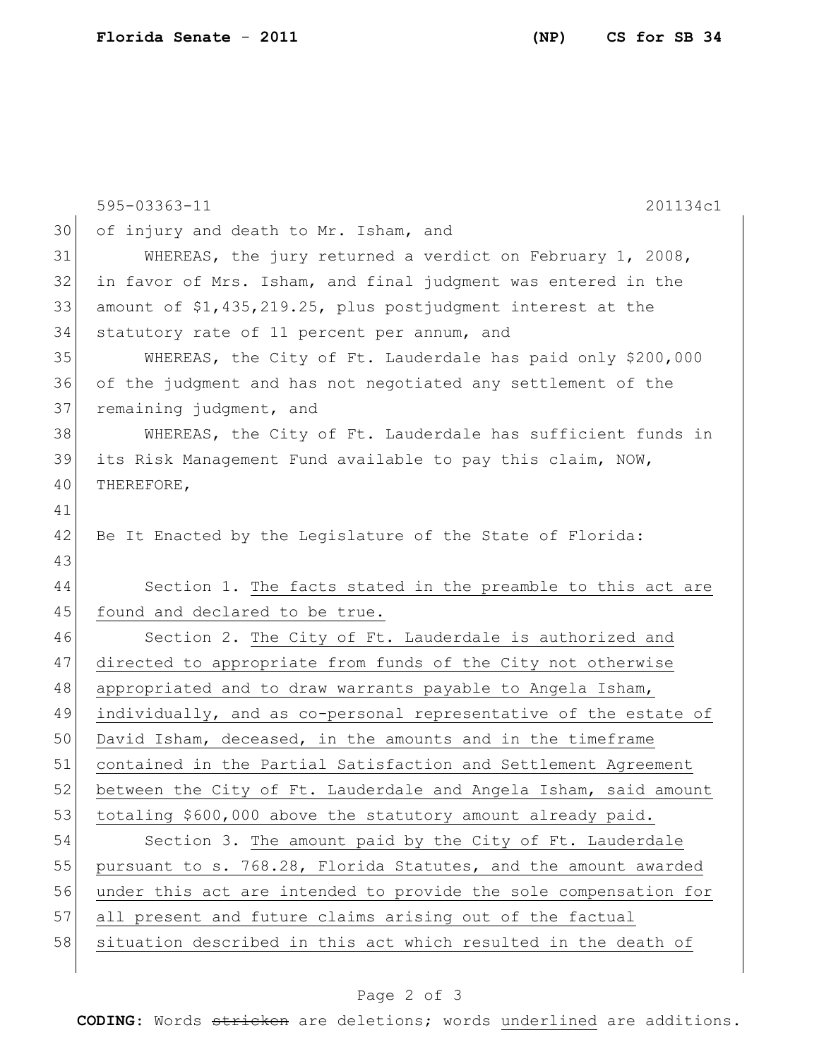of injury and death to Mr. Isham, and

WHEREAS, the jury returned a verdict on February 1, 2008, in favor of Mrs. Isham, and final judgment was entered in the amount of $1,435,219.25, plus postjudgment interest at the statutory rate of 11 percent per annum, and

WHEREAS, the City of Ft. Lauderdale has paid only $200,000 of the judgment and has not negotiated any settlement of the remaining judgment, and

WHEREAS, the City of Ft. Lauderdale has sufficient funds in its Risk Management Fund available to pay this claim, NOW, THEREFORE,

Be It Enacted by the Legislature of the State of Florida:

Section 1. The facts stated in the preamble to this act are found and declared to be true.

Section 2. The City of Ft. Lauderdale is authorized and directed to appropriate from funds of the City not otherwise appropriated and to draw warrants payable to Angela Isham, individually, and as co-personal representative of the estate of David Isham, deceased, in the amounts and in the timeframe contained in the Partial Satisfaction and Settlement Agreement between the City of Ft. Lauderdale and Angela Isham, said amount totaling $600,000 above the statutory amount already paid.

Section 3. The amount paid by the City of Ft. Lauderdale pursuant to s. 768.28, Florida Statutes, and the amount awarded under this act are intended to provide the sole compensation for all present and future claims arising out of the factual situation described in this act which resulted in the death of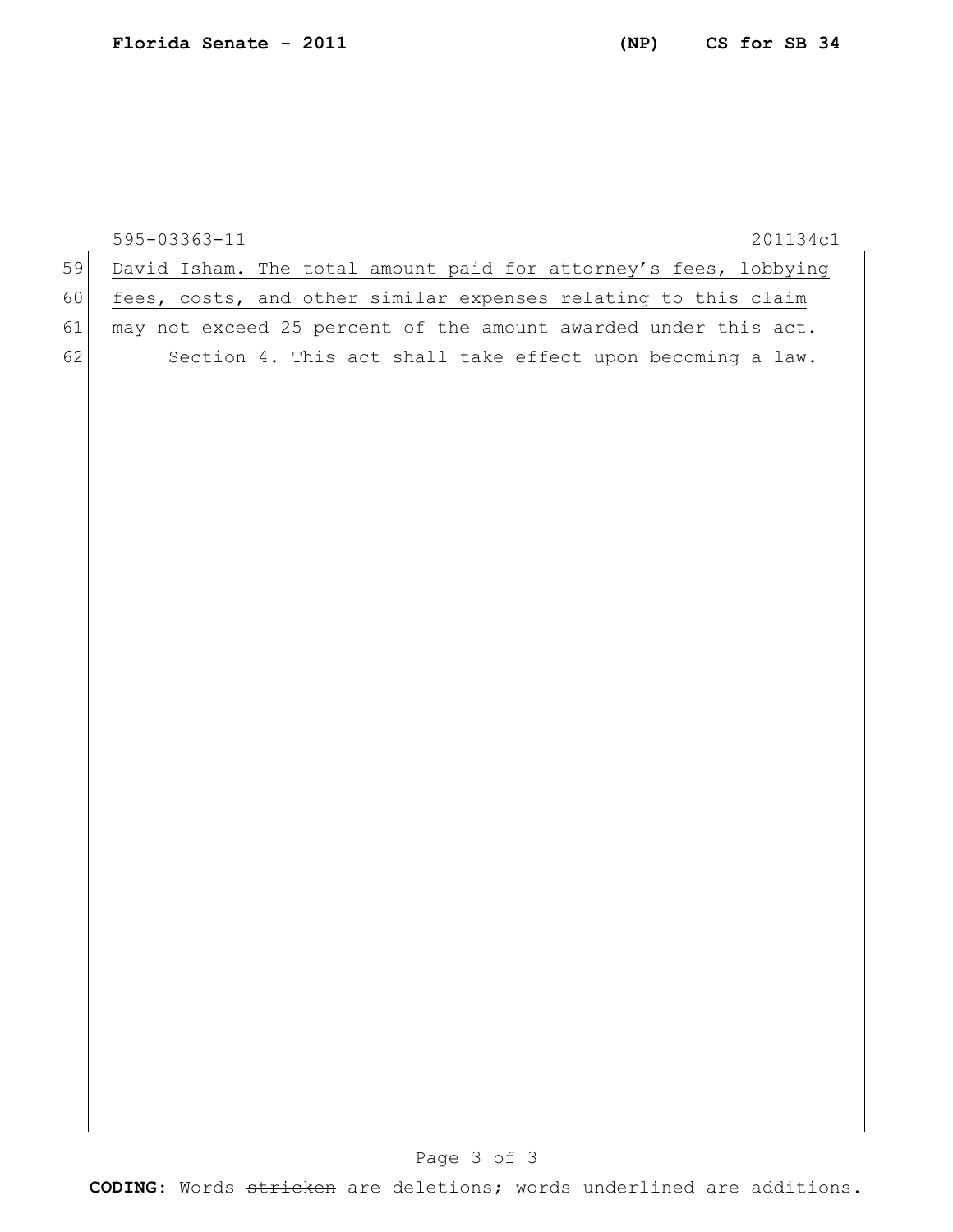595-03363-11 201134c1

59 David Isham. The total amount paid for attorney's fees, lobbying
60 fees, costs, and other similar expenses relating to this claim
61 may not exceed 25 percent of the amount awarded under this act.
62 Section 4. This act shall take effect upon becoming a law.

**CODING:** Words ~~stricken~~ are deletions; words underlined are additions.